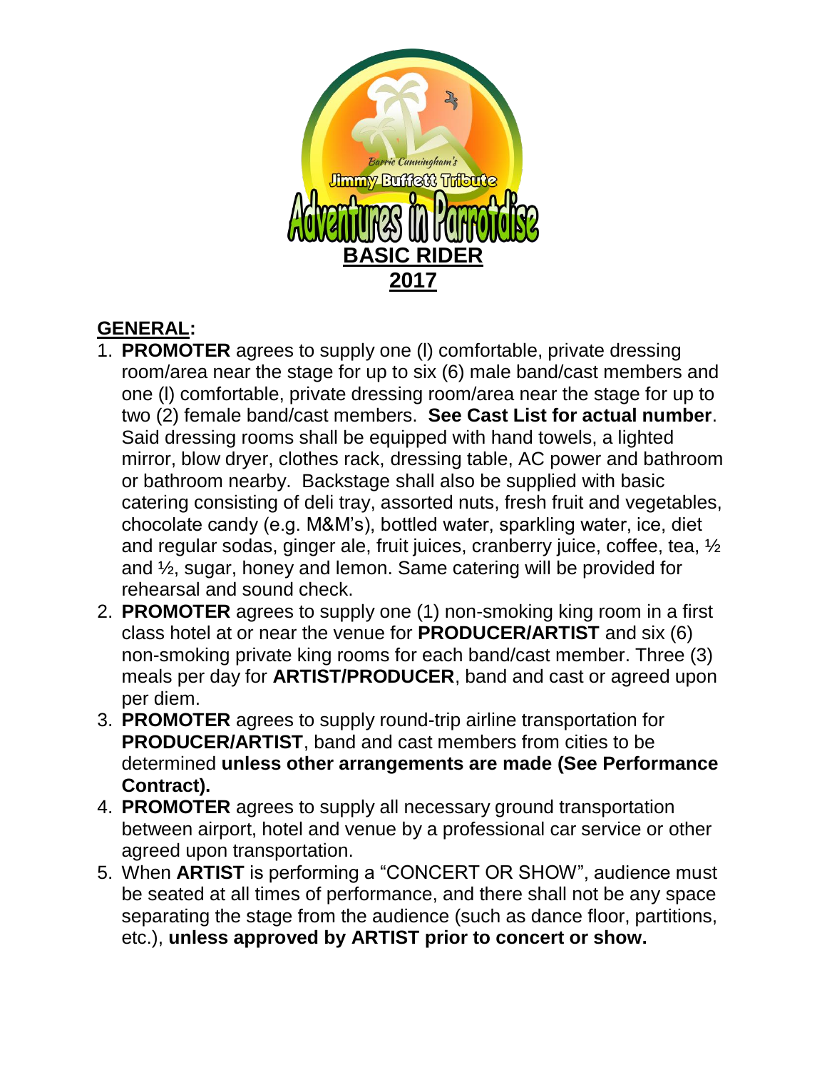Barrie Cunningham's

Jimmy Buffett Tribute

Adventures in Parrotdise

# BASIC RIDER

# 2017

## GENERAL:

1. **PROMOTER** agrees to supply one (l) comfortable, private dressing room/area near the stage for up to six (6) male band/cast members and one (l) comfortable, private dressing room/area near the stage for up to two (2) female band/cast members. **See Cast List for actual number**. Said dressing rooms shall be equipped with hand towels, a lighted mirror, blow dryer, clothes rack, dressing table, AC power and bathroom or bathroom nearby. Backstage shall also be supplied with basic catering consisting of deli tray, assorted nuts, fresh fruit and vegetables, chocolate candy (e.g. M&M's), bottled water, sparkling water, ice, diet and regular sodas, ginger ale, fruit juices, cranberry juice, coffee, tea, ½ and ½, sugar, honey and lemon. Same catering will be provided for rehearsal and sound check.
2. **PROMOTER** agrees to supply one (1) non-smoking king room in a first class hotel at or near the venue for **PRODUCER/ARTIST** and six (6) non-smoking private king rooms for each band/cast member. Three (3) meals per day for **ARTIST/PRODUCER**, band and cast or agreed upon per diem.
3. **PROMOTER** agrees to supply round-trip airline transportation for **PRODUCER/ARTIST**, band and cast members from cities to be determined **unless other arrangements are made (See Performance Contract).**
4. **PROMOTER** agrees to supply all necessary ground transportation between airport, hotel and venue by a professional car service or other agreed upon transportation.
5. When **ARTIST** is performing a "CONCERT OR SHOW", audience must be seated at all times of performance, and there shall not be any space separating the stage from the audience (such as dance floor, partitions, etc.), **unless approved by ARTIST prior to concert or show.**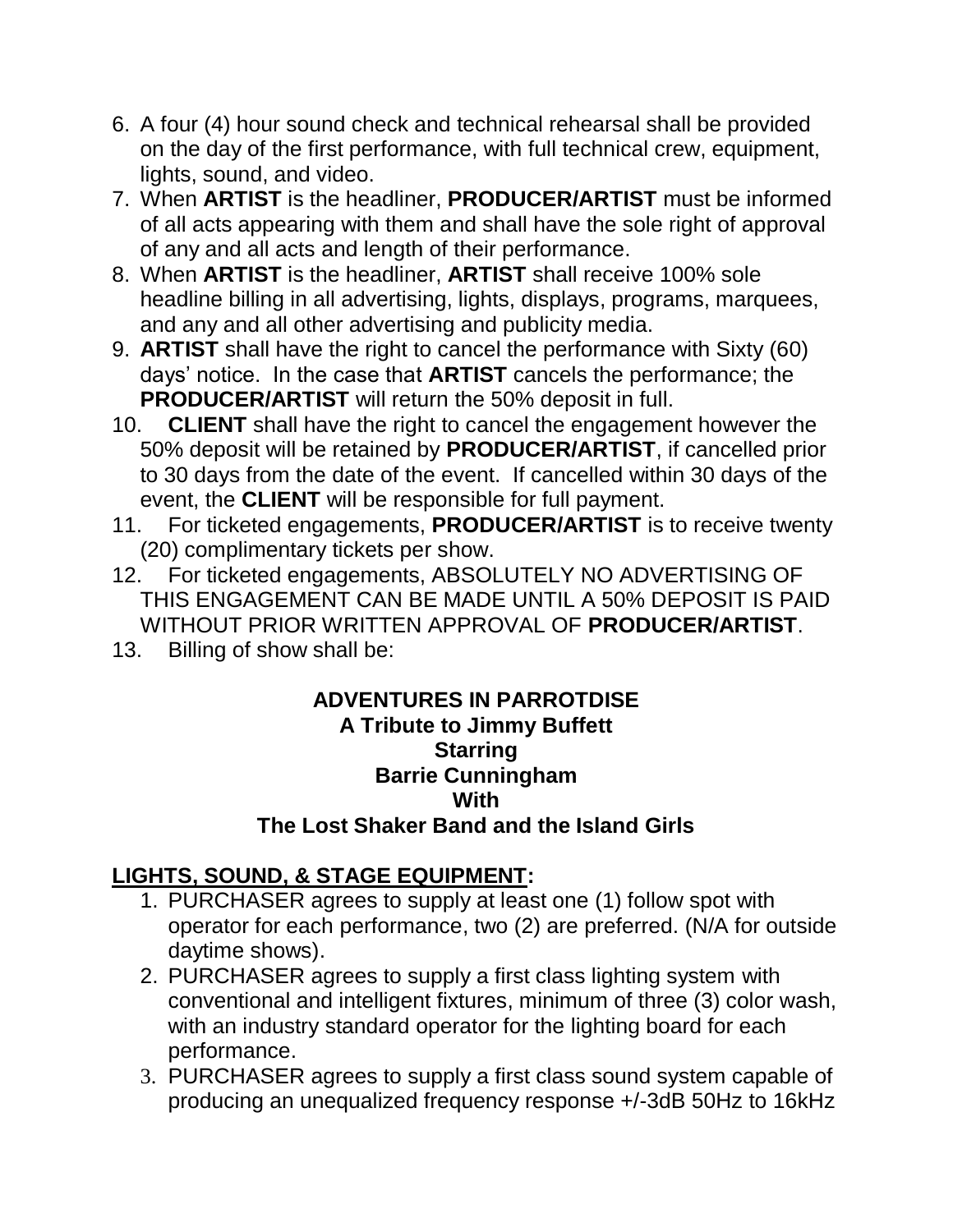6. A four (4) hour sound check and technical rehearsal shall be provided on the day of the first performance, with full technical crew, equipment, lights, sound, and video.
7. When **ARTIST** is the headliner, **PRODUCER/ARTIST** must be informed of all acts appearing with them and shall have the sole right of approval of any and all acts and length of their performance.
8. When **ARTIST** is the headliner, **ARTIST** shall receive 100% sole headline billing in all advertising, lights, displays, programs, marquees, and any and all other advertising and publicity media.
9. **ARTIST** shall have the right to cancel the performance with Sixty (60) days' notice. In the case that **ARTIST** cancels the performance; the **PRODUCER/ARTIST** will return the 50% deposit in full.
10. **CLIENT** shall have the right to cancel the engagement however the 50% deposit will be retained by **PRODUCER/ARTIST**, if cancelled prior to 30 days from the date of the event. If cancelled within 30 days of the event, the **CLIENT** will be responsible for full payment.
11. For ticketed engagements, **PRODUCER/ARTIST** is to receive twenty (20) complimentary tickets per show.
12. For ticketed engagements, ABSOLUTELY NO ADVERTISING OF THIS ENGAGEMENT CAN BE MADE UNTIL A 50% DEPOSIT IS PAID WITHOUT PRIOR WRITTEN APPROVAL OF **PRODUCER/ARTIST**.
13. Billing of show shall be:

**ADVENTURES IN PARROTDISE**
**A Tribute to Jimmy Buffett**
**Starring**
**Barrie Cunningham**
**With**
**The Lost Shaker Band and the Island Girls**

## LIGHTS, SOUND, & STAGE EQUIPMENT:

1. PURCHASER agrees to supply at least one (1) follow spot with operator for each performance, two (2) are preferred. (N/A for outside daytime shows).
2. PURCHASER agrees to supply a first class lighting system with conventional and intelligent fixtures, minimum of three (3) color wash, with an industry standard operator for the lighting board for each performance.
3. PURCHASER agrees to supply a first class sound system capable of producing an unequalized frequency response +/-3dB 50Hz to 16kHz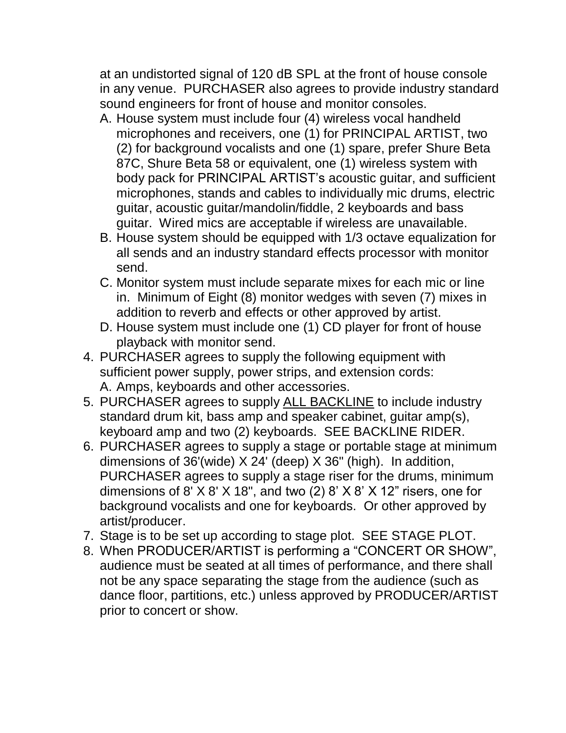at an undistorted signal of 120 dB SPL at the front of house console in any venue. PURCHASER also agrees to provide industry standard sound engineers for front of house and monitor consoles.

   A. House system must include four (4) wireless vocal handheld microphones and receivers, one (1) for PRINCIPAL ARTIST, two (2) for background vocalists and one (1) spare, prefer Shure Beta 87C, Shure Beta 58 or equivalent, one (1) wireless system with body pack for PRINCIPAL ARTIST's acoustic guitar, and sufficient microphones, stands and cables to individually mic drums, electric guitar, acoustic guitar/mandolin/fiddle, 2 keyboards and bass guitar. Wired mics are acceptable if wireless are unavailable.
   B. House system should be equipped with 1/3 octave equalization for all sends and an industry standard effects processor with monitor send.
   C. Monitor system must include separate mixes for each mic or line in. Minimum of Eight (8) monitor wedges with seven (7) mixes in addition to reverb and effects or other approved by artist.
   D. House system must include one (1) CD player for front of house playback with monitor send.

4. PURCHASER agrees to supply the following equipment with sufficient power supply, power strips, and extension cords:
   A. Amps, keyboards and other accessories.
5. PURCHASER agrees to supply <u>ALL BACKLINE</u> to include industry standard drum kit, bass amp and speaker cabinet, guitar amp(s), keyboard amp and two (2) keyboards. SEE BACKLINE RIDER.
6. PURCHASER agrees to supply a stage or portable stage at minimum dimensions of 36'(wide) X 24' (deep) X 36" (high). In addition, PURCHASER agrees to supply a stage riser for the drums, minimum dimensions of 8' X 8' X 18", and two (2) 8' X 8' X 12" risers, one for background vocalists and one for keyboards. Or other approved by artist/producer.
7. Stage is to be set up according to stage plot. SEE STAGE PLOT.
8. When PRODUCER/ARTIST is performing a "CONCERT OR SHOW", audience must be seated at all times of performance, and there shall not be any space separating the stage from the audience (such as dance floor, partitions, etc.) unless approved by PRODUCER/ARTIST prior to concert or show.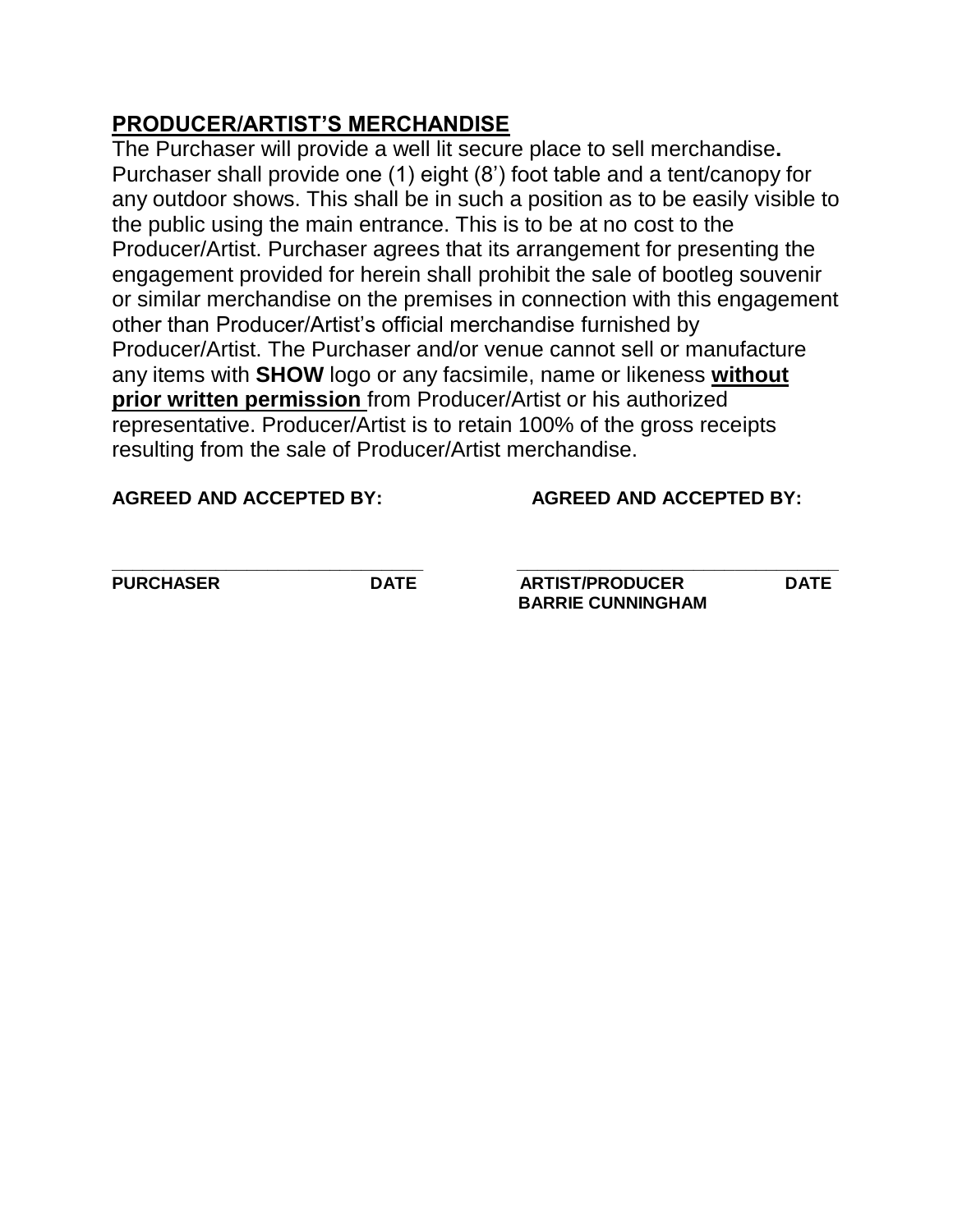## PRODUCER/ARTIST'S MERCHANDISE

The Purchaser will provide a well lit secure place to sell merchandise**.** Purchaser shall provide one (1) eight (8') foot table and a tent/canopy for any outdoor shows. This shall be in such a position as to be easily visible to the public using the main entrance. This is to be at no cost to the Producer/Artist. Purchaser agrees that its arrangement for presenting the engagement provided for herein shall prohibit the sale of bootleg souvenir or similar merchandise on the premises in connection with this engagement other than Producer/Artist's official merchandise furnished by Producer/Artist. The Purchaser and/or venue cannot sell or manufacture any items with **SHOW** logo or any facsimile, name or likeness **without prior written permission** from Producer/Artist or his authorized representative. Producer/Artist is to retain 100% of the gross receipts resulting from the sale of Producer/Artist merchandise.

**AGREED AND ACCEPTED BY:** **AGREED AND ACCEPTED BY:**

\_\_\_\_\_\_\_\_\_\_\_\_\_\_\_\_\_\_\_\_\_\_\_\_\_\_\_\_\_\_\_\_ \_\_\_\_\_\_\_\_\_\_\_\_\_\_\_\_\_\_\_\_\_\_\_\_\_\_\_\_\_\_\_\_

**PURCHASER DATE** **ARTIST/PRODUCER DATE**
**BARRIE CUNNINGHAM**